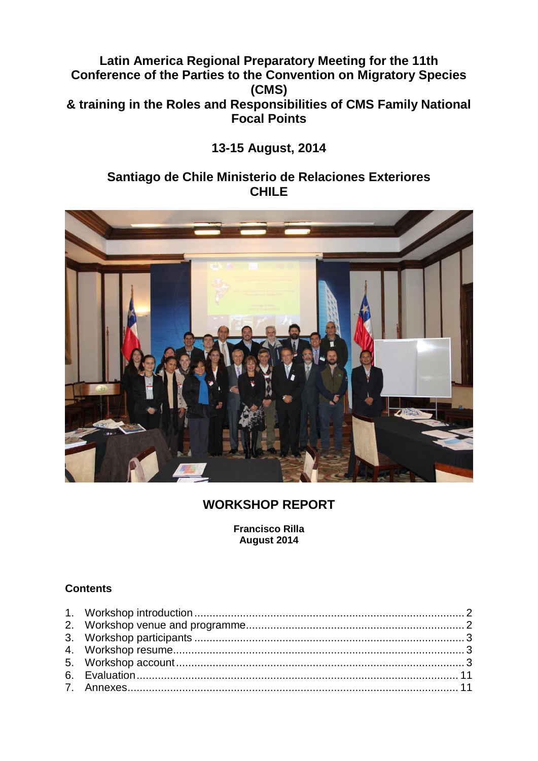# Latin America Regional Preparatory Meeting for the 11th Conference of the Parties to the Convention on Migratory Species (CMS) & training in the Roles and Responsibilities of CMS Family National Focal Points

## 13-15 August, 2014

## Santiago de Chile Ministerio de Relaciones Exteriores CHILE

## WORKSHOP REPORT

**Francisco Rilla**
**August 2014**

### Contents

1. Workshop introduction ........................................................................................ 2
2. Workshop venue and programme....................................................................... 2
3. Workshop participants ........................................................................................ 3
4. Workshop resume............................................................................................... 3
5. Workshop account.............................................................................................. 3
6. Evaluation........................................................................................................ 11
7. Annexes........................................................................................................... 11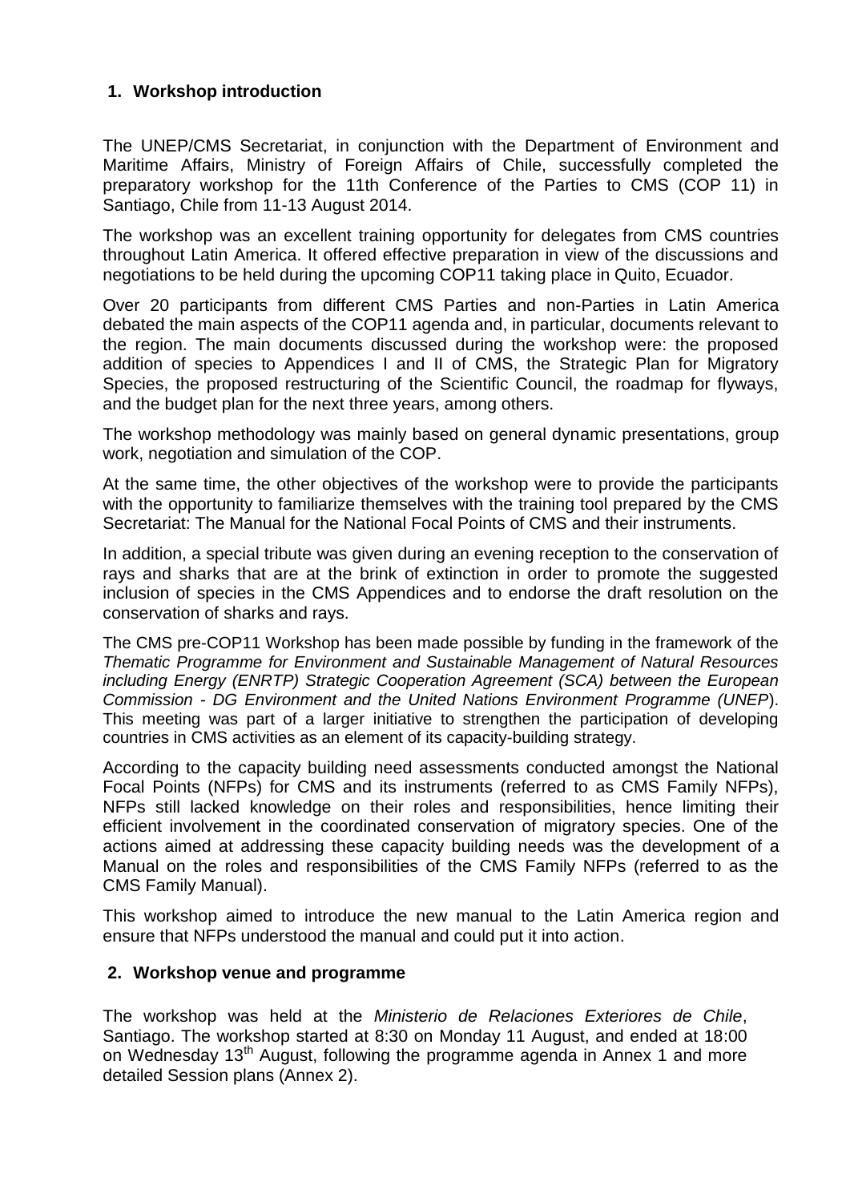## 1. Workshop introduction

The UNEP/CMS Secretariat, in conjunction with the Department of Environment and Maritime Affairs, Ministry of Foreign Affairs of Chile, successfully completed the preparatory workshop for the 11th Conference of the Parties to CMS (COP 11) in Santiago, Chile from 11-13 August 2014.

The workshop was an excellent training opportunity for delegates from CMS countries throughout Latin America. It offered effective preparation in view of the discussions and negotiations to be held during the upcoming COP11 taking place in Quito, Ecuador.

Over 20 participants from different CMS Parties and non-Parties in Latin America debated the main aspects of the COP11 agenda and, in particular, documents relevant to the region. The main documents discussed during the workshop were: the proposed addition of species to Appendices I and II of CMS, the Strategic Plan for Migratory Species, the proposed restructuring of the Scientific Council, the roadmap for flyways, and the budget plan for the next three years, among others.

The workshop methodology was mainly based on general dynamic presentations, group work, negotiation and simulation of the COP.

At the same time, the other objectives of the workshop were to provide the participants with the opportunity to familiarize themselves with the training tool prepared by the CMS Secretariat: The Manual for the National Focal Points of CMS and their instruments.

In addition, a special tribute was given during an evening reception to the conservation of rays and sharks that are at the brink of extinction in order to promote the suggested inclusion of species in the CMS Appendices and to endorse the draft resolution on the conservation of sharks and rays.

The CMS pre-COP11 Workshop has been made possible by funding in the framework of the *Thematic Programme for Environment and Sustainable Management of Natural Resources including Energy (ENRTP) Strategic Cooperation Agreement (SCA) between the European Commission - DG Environment and the United Nations Environment Programme (UNEP)*. This meeting was part of a larger initiative to strengthen the participation of developing countries in CMS activities as an element of its capacity-building strategy.

According to the capacity building need assessments conducted amongst the National Focal Points (NFPs) for CMS and its instruments (referred to as CMS Family NFPs), NFPs still lacked knowledge on their roles and responsibilities, hence limiting their efficient involvement in the coordinated conservation of migratory species. One of the actions aimed at addressing these capacity building needs was the development of a Manual on the roles and responsibilities of the CMS Family NFPs (referred to as the CMS Family Manual).

This workshop aimed to introduce the new manual to the Latin America region and ensure that NFPs understood the manual and could put it into action.

## 2. Workshop venue and programme

The workshop was held at the *Ministerio de Relaciones Exteriores de Chile*, Santiago. The workshop started at 8:30 on Monday 11 August, and ended at 18:00 on Wednesday 13th August, following the programme agenda in Annex 1 and more detailed Session plans (Annex 2).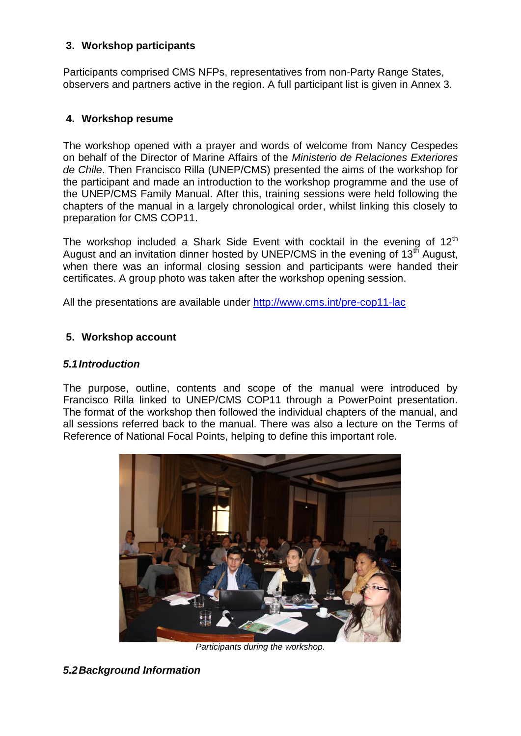## 3. Workshop participants

Participants comprised CMS NFPs, representatives from non-Party Range States, observers and partners active in the region. A full participant list is given in Annex 3.

## 4. Workshop resume

The workshop opened with a prayer and words of welcome from Nancy Cespedes on behalf of the Director of Marine Affairs of the *Ministerio de Relaciones Exteriores de Chile*. Then Francisco Rilla (UNEP/CMS) presented the aims of the workshop for the participant and made an introduction to the workshop programme and the use of the UNEP/CMS Family Manual. After this, training sessions were held following the chapters of the manual in a largely chronological order, whilst linking this closely to preparation for CMS COP11.

The workshop included a Shark Side Event with cocktail in the evening of 12th August and an invitation dinner hosted by UNEP/CMS in the evening of 13th August, when there was an informal closing session and participants were handed their certificates. A group photo was taken after the workshop opening session.

All the presentations are available under http://www.cms.int/pre-cop11-lac

## 5. Workshop account

### *5.1 Introduction*

The purpose, outline, contents and scope of the manual were introduced by Francisco Rilla linked to UNEP/CMS COP11 through a PowerPoint presentation. The format of the workshop then followed the individual chapters of the manual, and all sessions referred back to the manual. There was also a lecture on the Terms of Reference of National Focal Points, helping to define this important role.

*Participants during the workshop.*

### *5.2 Background Information*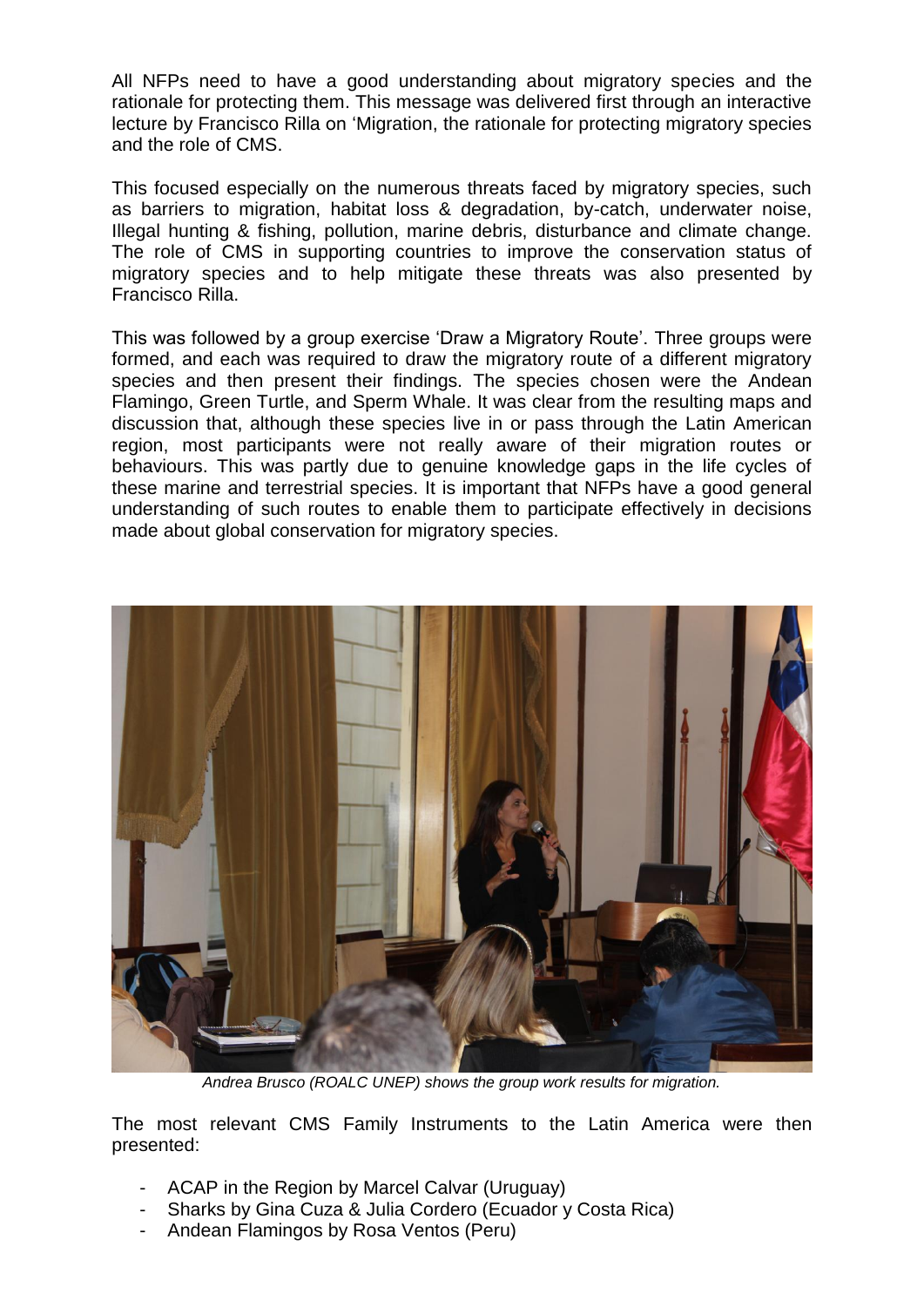All NFPs need to have a good understanding about migratory species and the rationale for protecting them. This message was delivered first through an interactive lecture by Francisco Rilla on 'Migration, the rationale for protecting migratory species and the role of CMS.

This focused especially on the numerous threats faced by migratory species, such as barriers to migration, habitat loss & degradation, by-catch, underwater noise, Illegal hunting & fishing, pollution, marine debris, disturbance and climate change. The role of CMS in supporting countries to improve the conservation status of migratory species and to help mitigate these threats was also presented by Francisco Rilla.

This was followed by a group exercise 'Draw a Migratory Route'. Three groups were formed, and each was required to draw the migratory route of a different migratory species and then present their findings. The species chosen were the Andean Flamingo, Green Turtle, and Sperm Whale. It was clear from the resulting maps and discussion that, although these species live in or pass through the Latin American region, most participants were not really aware of their migration routes or behaviours. This was partly due to genuine knowledge gaps in the life cycles of these marine and terrestrial species. It is important that NFPs have a good general understanding of such routes to enable them to participate effectively in decisions made about global conservation for migratory species.

*Andrea Brusco (ROALC UNEP) shows the group work results for migration.*

The most relevant CMS Family Instruments to the Latin America were then presented:

- ACAP in the Region by Marcel Calvar (Uruguay)
- Sharks by Gina Cuza & Julia Cordero (Ecuador y Costa Rica)
- Andean Flamingos by Rosa Ventos (Peru)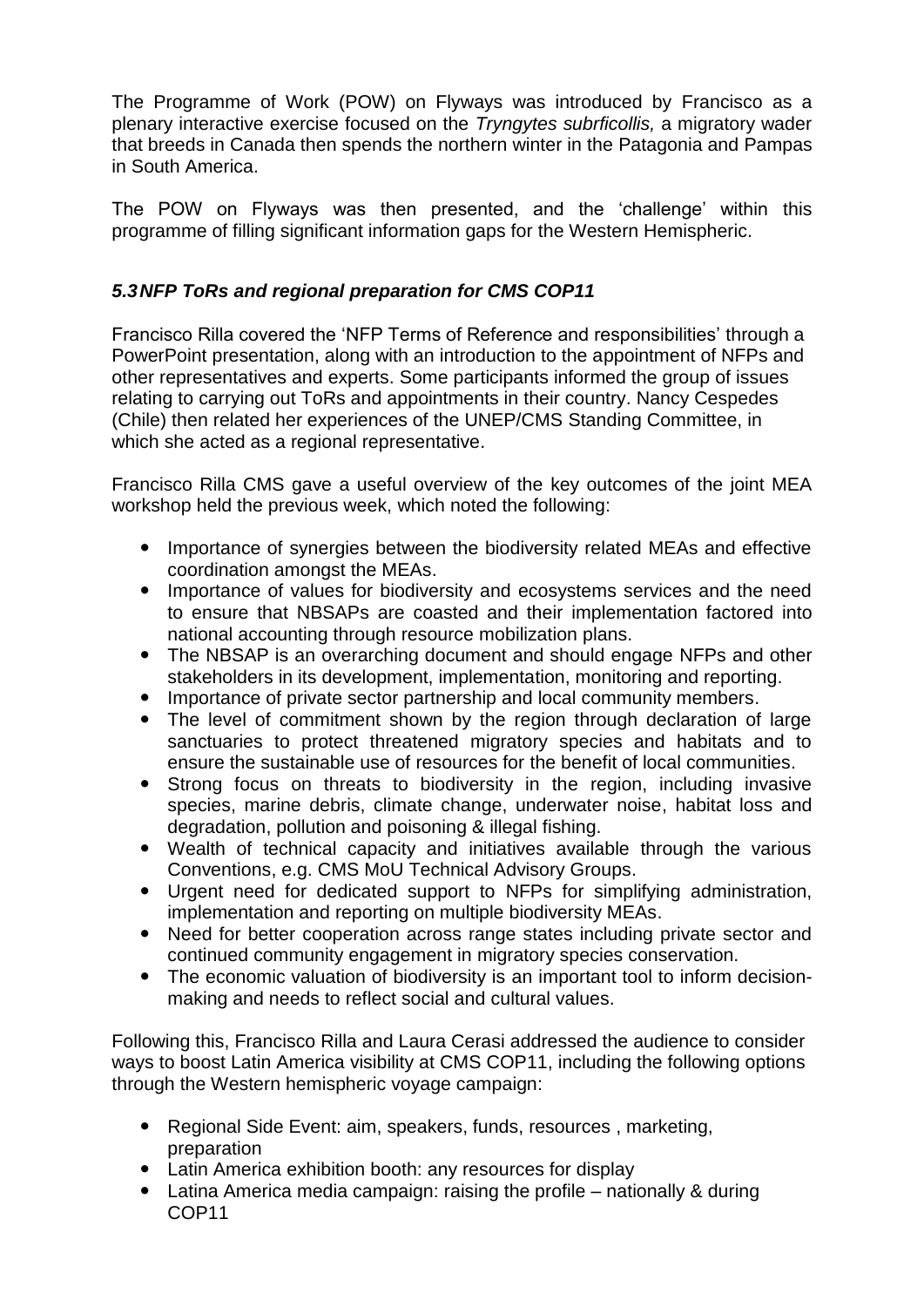The Programme of Work (POW) on Flyways was introduced by Francisco as a plenary interactive exercise focused on the *Tryngytes subrficollis,* a migratory wader that breeds in Canada then spends the northern winter in the Patagonia and Pampas in South America.

The POW on Flyways was then presented, and the 'challenge' within this programme of filling significant information gaps for the Western Hemispheric.

### *5.3 NFP ToRs and regional preparation for CMS COP11*

Francisco Rilla covered the 'NFP Terms of Reference and responsibilities' through a PowerPoint presentation, along with an introduction to the appointment of NFPs and other representatives and experts. Some participants informed the group of issues relating to carrying out ToRs and appointments in their country. Nancy Cespedes (Chile) then related her experiences of the UNEP/CMS Standing Committee, in which she acted as a regional representative.

Francisco Rilla CMS gave a useful overview of the key outcomes of the joint MEA workshop held the previous week, which noted the following:

- Importance of synergies between the biodiversity related MEAs and effective coordination amongst the MEAs.
- Importance of values for biodiversity and ecosystems services and the need to ensure that NBSAPs are coasted and their implementation factored into national accounting through resource mobilization plans.
- The NBSAP is an overarching document and should engage NFPs and other stakeholders in its development, implementation, monitoring and reporting.
- Importance of private sector partnership and local community members.
- The level of commitment shown by the region through declaration of large sanctuaries to protect threatened migratory species and habitats and to ensure the sustainable use of resources for the benefit of local communities.
- Strong focus on threats to biodiversity in the region, including invasive species, marine debris, climate change, underwater noise, habitat loss and degradation, pollution and poisoning & illegal fishing.
- Wealth of technical capacity and initiatives available through the various Conventions, e.g. CMS MoU Technical Advisory Groups.
- Urgent need for dedicated support to NFPs for simplifying administration, implementation and reporting on multiple biodiversity MEAs.
- Need for better cooperation across range states including private sector and continued community engagement in migratory species conservation.
- The economic valuation of biodiversity is an important tool to inform decision-making and needs to reflect social and cultural values.

Following this, Francisco Rilla and Laura Cerasi addressed the audience to consider ways to boost Latin America visibility at CMS COP11, including the following options through the Western hemispheric voyage campaign:

- Regional Side Event: aim, speakers, funds, resources , marketing, preparation
- Latin America exhibition booth: any resources for display
- Latina America media campaign: raising the profile – nationally & during COP11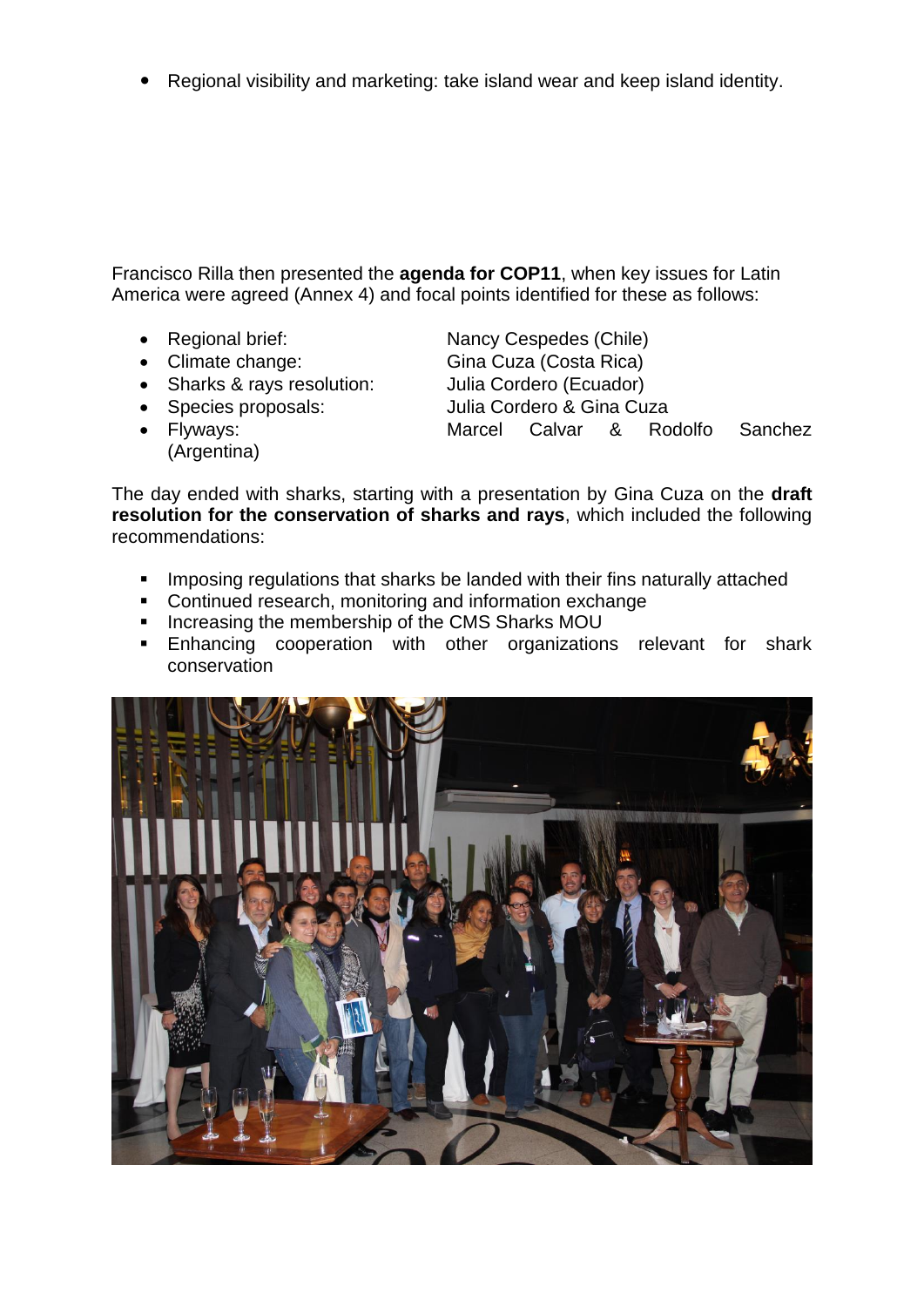- Regional visibility and marketing: take island wear and keep island identity.

Francisco Rilla then presented the **agenda for COP11**, when key issues for Latin America were agreed (Annex 4) and focal points identified for these as follows:

- Regional brief: Nancy Cespedes (Chile)
- Climate change: Gina Cuza (Costa Rica)
- Sharks & rays resolution: Julia Cordero (Ecuador)
- Species proposals: Julia Cordero & Gina Cuza
- Flyways: Marcel Calvar & Rodolfo Sanchez (Argentina)

The day ended with sharks, starting with a presentation by Gina Cuza on the **draft resolution for the conservation of sharks and rays**, which included the following recommendations:

- Imposing regulations that sharks be landed with their fins naturally attached
- Continued research, monitoring and information exchange
- Increasing the membership of the CMS Sharks MOU
- Enhancing cooperation with other organizations relevant for shark conservation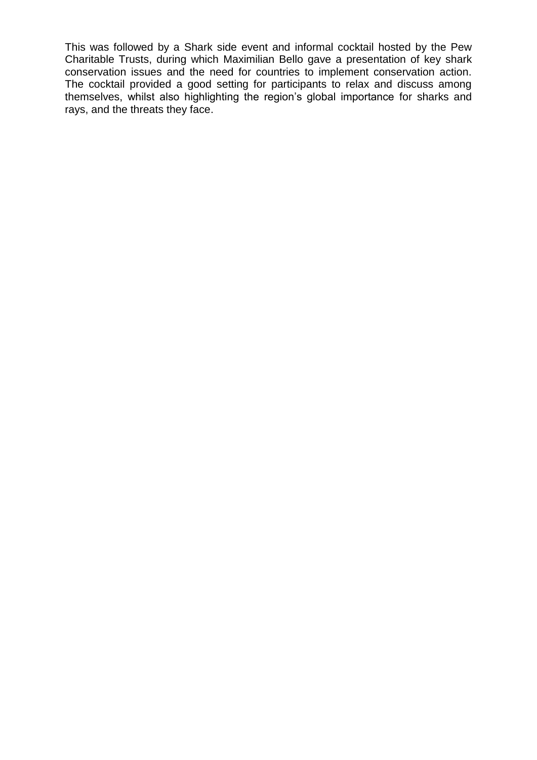This was followed by a Shark side event and informal cocktail hosted by the Pew Charitable Trusts, during which Maximilian Bello gave a presentation of key shark conservation issues and the need for countries to implement conservation action. The cocktail provided a good setting for participants to relax and discuss among themselves, whilst also highlighting the region's global importance for sharks and rays, and the threats they face.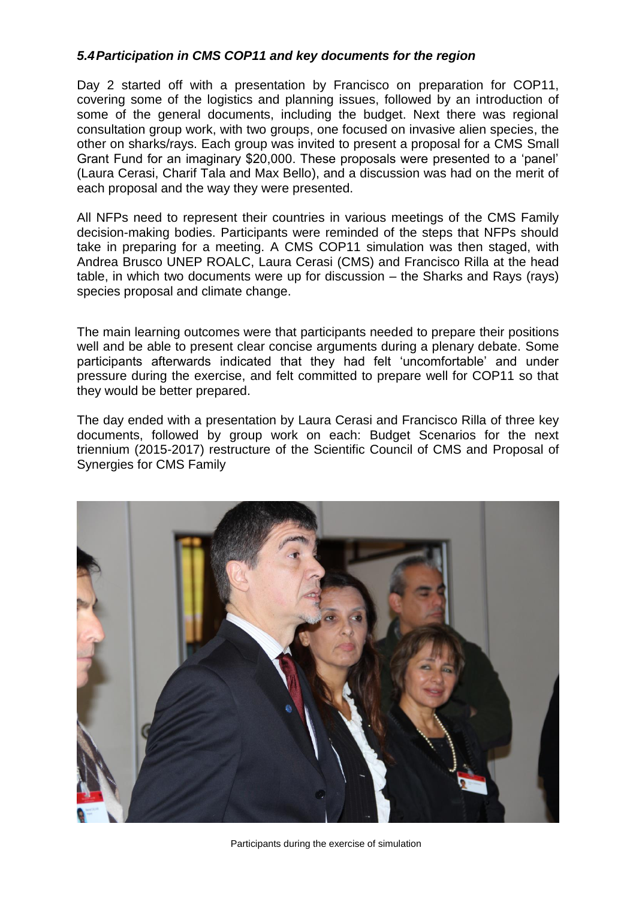### *5.4 Participation in CMS COP11 and key documents for the region*

Day 2 started off with a presentation by Francisco on preparation for COP11, covering some of the logistics and planning issues, followed by an introduction of some of the general documents, including the budget. Next there was regional consultation group work, with two groups, one focused on invasive alien species, the other on sharks/rays. Each group was invited to present a proposal for a CMS Small Grant Fund for an imaginary $20,000. These proposals were presented to a 'panel' (Laura Cerasi, Charif Tala and Max Bello), and a discussion was had on the merit of each proposal and the way they were presented.

All NFPs need to represent their countries in various meetings of the CMS Family decision-making bodies. Participants were reminded of the steps that NFPs should take in preparing for a meeting. A CMS COP11 simulation was then staged, with Andrea Brusco UNEP ROALC, Laura Cerasi (CMS) and Francisco Rilla at the head table, in which two documents were up for discussion – the Sharks and Rays (rays) species proposal and climate change.

The main learning outcomes were that participants needed to prepare their positions well and be able to present clear concise arguments during a plenary debate. Some participants afterwards indicated that they had felt 'uncomfortable' and under pressure during the exercise, and felt committed to prepare well for COP11 so that they would be better prepared.

The day ended with a presentation by Laura Cerasi and Francisco Rilla of three key documents, followed by group work on each: Budget Scenarios for the next triennium (2015-2017) restructure of the Scientific Council of CMS and Proposal of Synergies for CMS Family

Participants during the exercise of simulation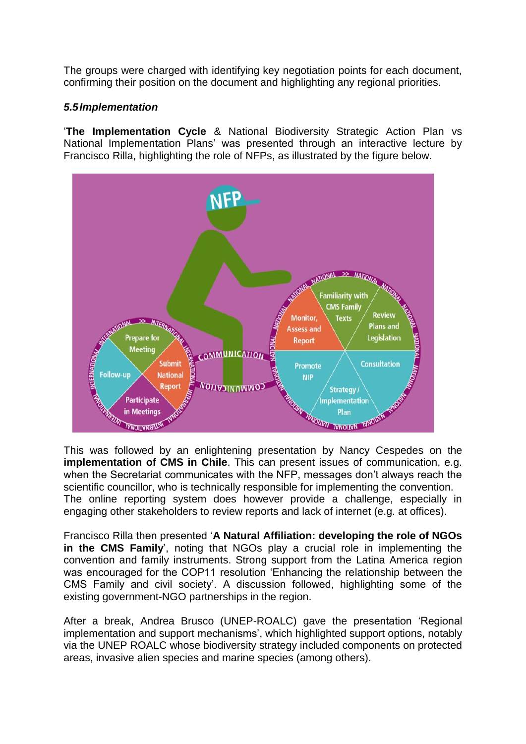The groups were charged with identifying key negotiation points for each document, confirming their position on the document and highlighting any regional priorities.

### *5.5 Implementation*

'**The Implementation Cycle** & National Biodiversity Strategic Action Plan vs National Implementation Plans' was presented through an interactive lecture by Francisco Rilla, highlighting the role of NFPs, as illustrated by the figure below.

This was followed by an enlightening presentation by Nancy Cespedes on the **implementation of CMS in Chile**. This can present issues of communication, e.g. when the Secretariat communicates with the NFP, messages don't always reach the scientific councillor, who is technically responsible for implementing the convention. The online reporting system does however provide a challenge, especially in engaging other stakeholders to review reports and lack of internet (e.g. at offices).

Francisco Rilla then presented '**A Natural Affiliation: developing the role of NGOs in the CMS Family**', noting that NGOs play a crucial role in implementing the convention and family instruments. Strong support from the Latina America region was encouraged for the COP11 resolution 'Enhancing the relationship between the CMS Family and civil society'. A discussion followed, highlighting some of the existing government-NGO partnerships in the region.

After a break, Andrea Brusco (UNEP-ROALC) gave the presentation 'Regional implementation and support mechanisms', which highlighted support options, notably via the UNEP ROALC whose biodiversity strategy included components on protected areas, invasive alien species and marine species (among others).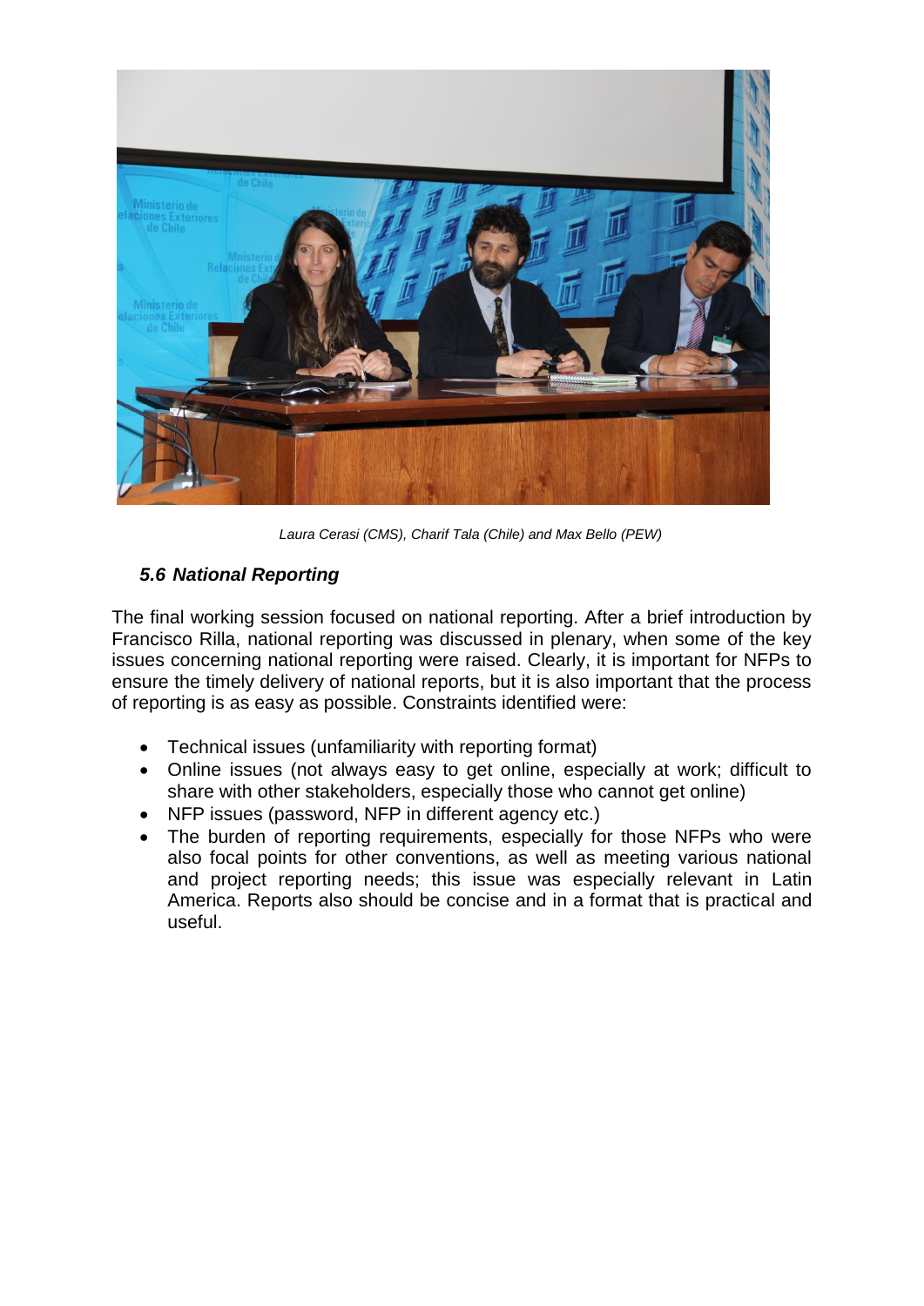*Laura Cerasi (CMS), Charif Tala (Chile) and Max Bello (PEW)*

### *5.6 National Reporting*

The final working session focused on national reporting. After a brief introduction by Francisco Rilla, national reporting was discussed in plenary, when some of the key issues concerning national reporting were raised. Clearly, it is important for NFPs to ensure the timely delivery of national reports, but it is also important that the process of reporting is as easy as possible. Constraints identified were:

- Technical issues (unfamiliarity with reporting format)
- Online issues (not always easy to get online, especially at work; difficult to share with other stakeholders, especially those who cannot get online)
- NFP issues (password, NFP in different agency etc.)
- The burden of reporting requirements, especially for those NFPs who were also focal points for other conventions, as well as meeting various national and project reporting needs; this issue was especially relevant in Latin America. Reports also should be concise and in a format that is practical and useful.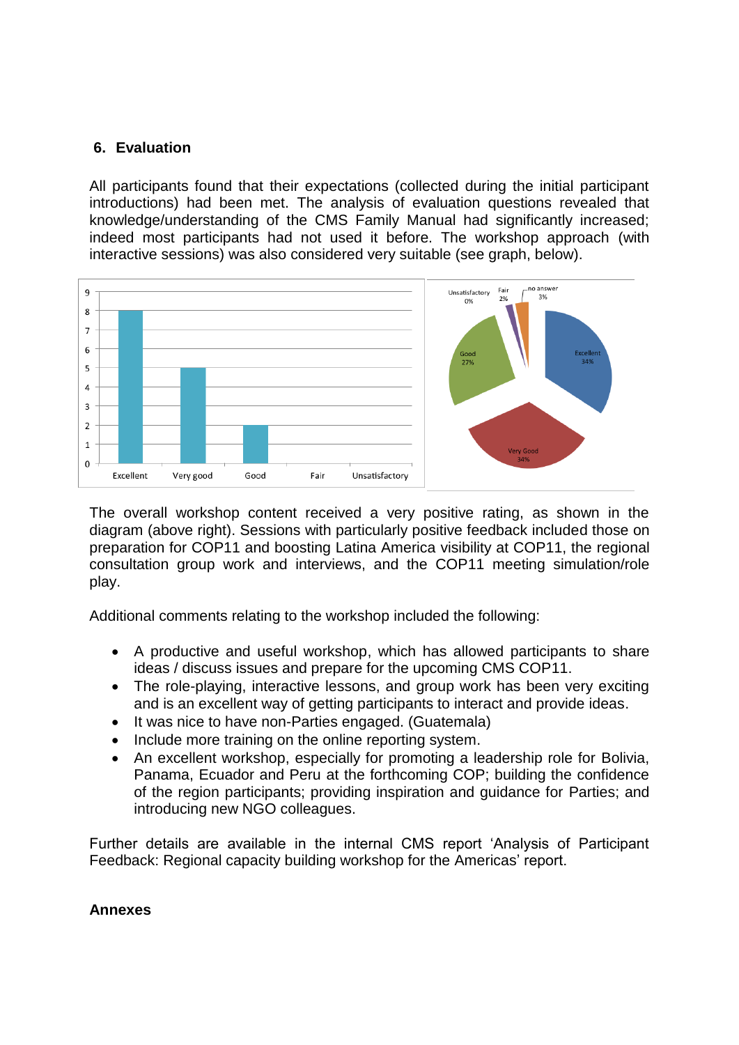## 6. Evaluation

All participants found that their expectations (collected during the initial participant introductions) had been met. The analysis of evaluation questions revealed that knowledge/understanding of the CMS Family Manual had significantly increased; indeed most participants had not used it before. The workshop approach (with interactive sessions) was also considered very suitable (see graph, below).

9
8
7
6
5
4
3
2
1
0
Excellent
Very good
Good
Fair
Unsatisfactory

Unsatisfactory 0%
Fair 2%
no answer 3%
Good 27%
Excellent 34%
Very Good 34%

The overall workshop content received a very positive rating, as shown in the diagram (above right). Sessions with particularly positive feedback included those on preparation for COP11 and boosting Latina America visibility at COP11, the regional consultation group work and interviews, and the COP11 meeting simulation/role play.

Additional comments relating to the workshop included the following:

- A productive and useful workshop, which has allowed participants to share ideas / discuss issues and prepare for the upcoming CMS COP11.
- The role-playing, interactive lessons, and group work has been very exciting and is an excellent way of getting participants to interact and provide ideas.
- It was nice to have non-Parties engaged. (Guatemala)
- Include more training on the online reporting system.
- An excellent workshop, especially for promoting a leadership role for Bolivia, Panama, Ecuador and Peru at the forthcoming COP; building the confidence of the region participants; providing inspiration and guidance for Parties; and introducing new NGO colleagues.

Further details are available in the internal CMS report 'Analysis of Participant Feedback: Regional capacity building workshop for the Americas' report.

**Annexes**